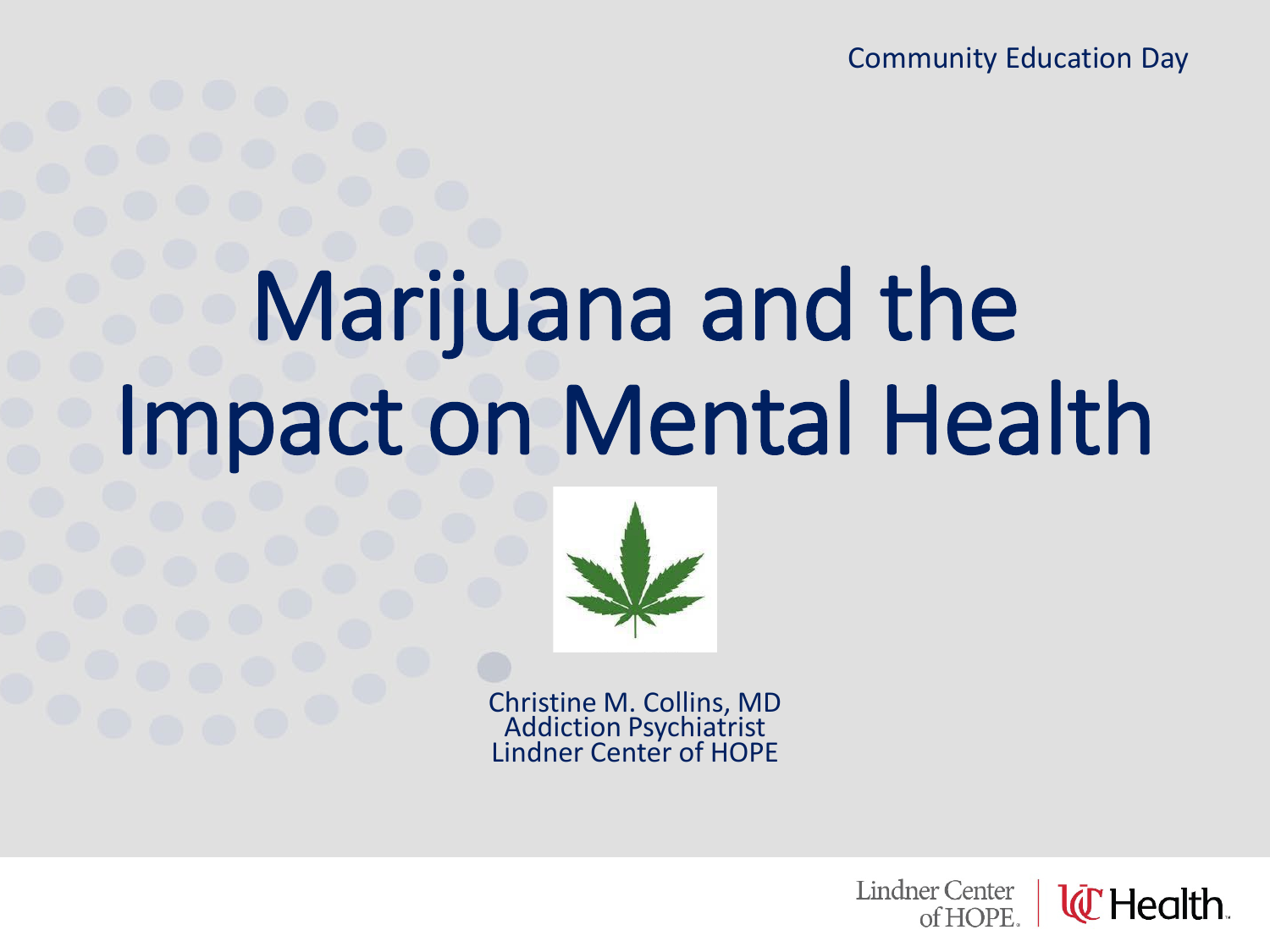Community Education Day

# Marijuana and the Impact on Mental Health

Christine M. Collins, MD
Addiction Psychiatrist
Lindner Center of HOPE

Lindner Center of HOPE | UC Health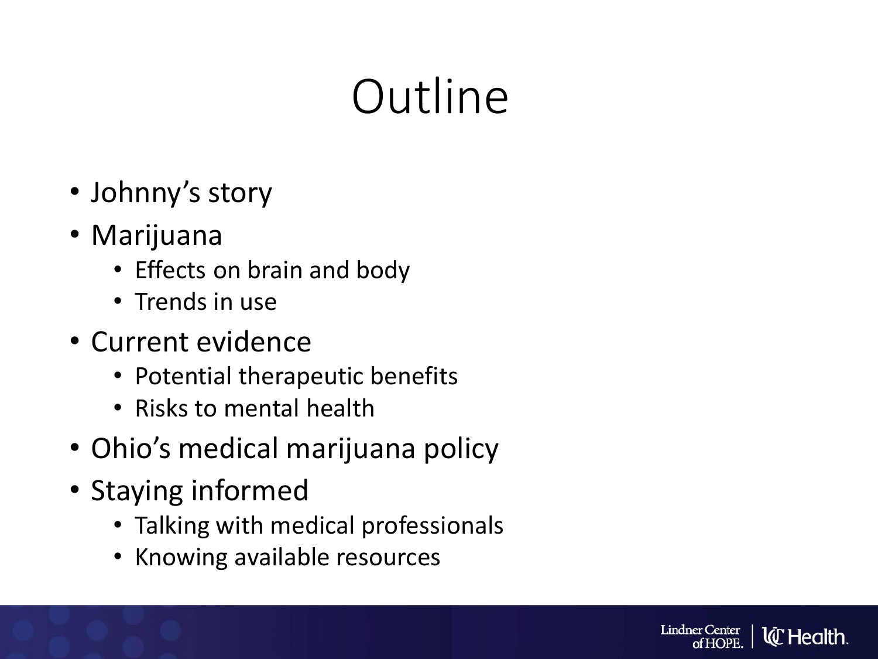# Outline

- Johnny's story
- Marijuana
  - Effects on brain and body
  - Trends in use
- Current evidence
  - Potential therapeutic benefits
  - Risks to mental health
- Ohio's medical marijuana policy
- Staying informed
  - Talking with medical professionals
  - Knowing available resources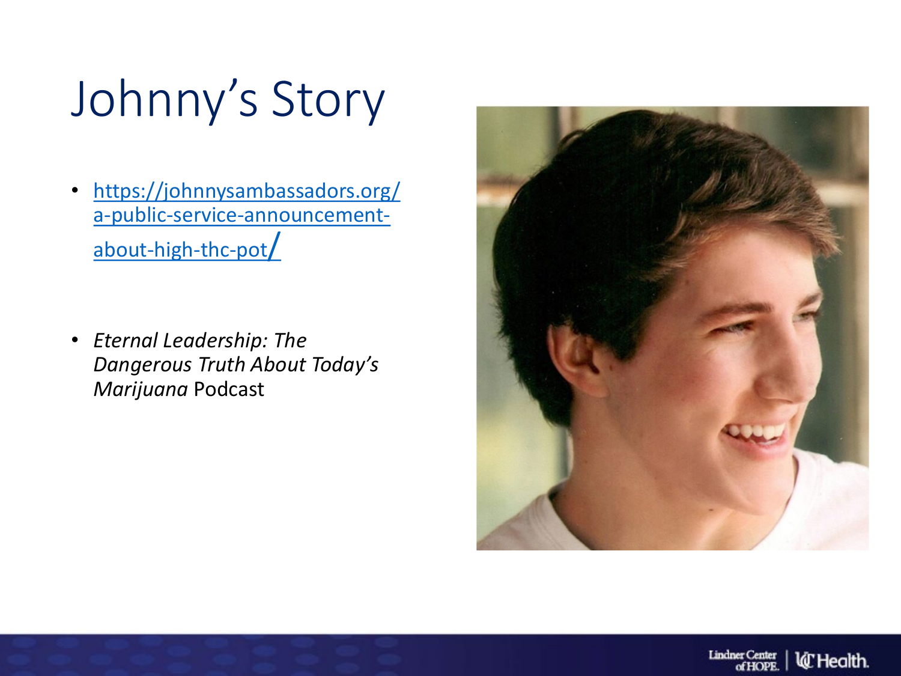# Johnny's Story

- https://johnnysambassadors.org/a-public-service-announcement-about-high-thc-pot/
- *Eternal Leadership: The Dangerous Truth About Today's Marijuana* Podcast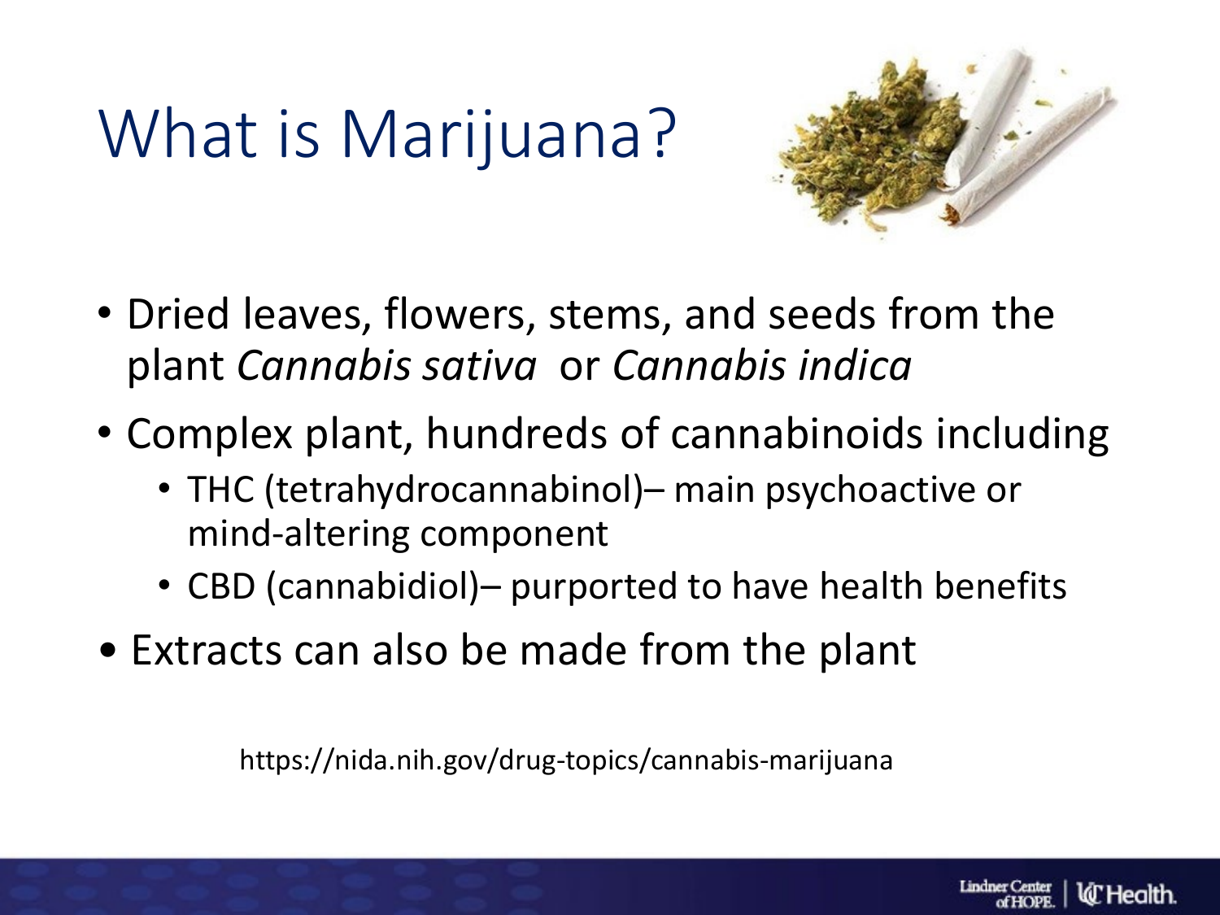# What is Marijuana?

- Dried leaves, flowers, stems, and seeds from the plant *Cannabis sativa* or *Cannabis indica*
- Complex plant, hundreds of cannabinoids including
  - THC (tetrahydrocannabinol)– main psychoactive or mind-altering component
  - CBD (cannabidiol)– purported to have health benefits
- Extracts can also be made from the plant

https://nida.nih.gov/drug-topics/cannabis-marijuana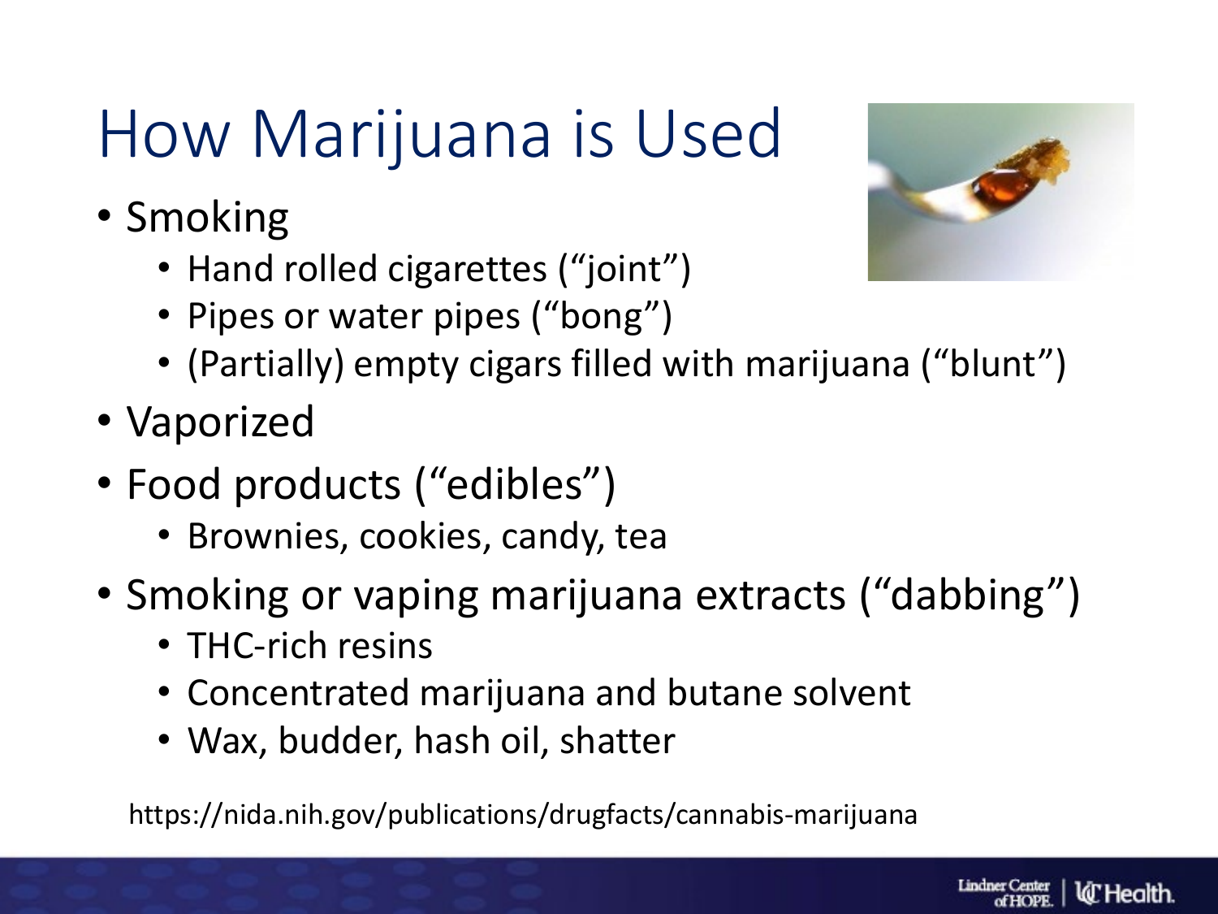# How Marijuana is Used

- Smoking
  - Hand rolled cigarettes (“joint”)
  - Pipes or water pipes (“bong”)
  - (Partially) empty cigars filled with marijuana (“blunt”)
- Vaporized
- Food products (“edibles”)
  - Brownies, cookies, candy, tea
- Smoking or vaping marijuana extracts (“dabbing”)
  - THC-rich resins
  - Concentrated marijuana and butane solvent
  - Wax, budder, hash oil, shatter

https://nida.nih.gov/publications/drugfacts/cannabis-marijuana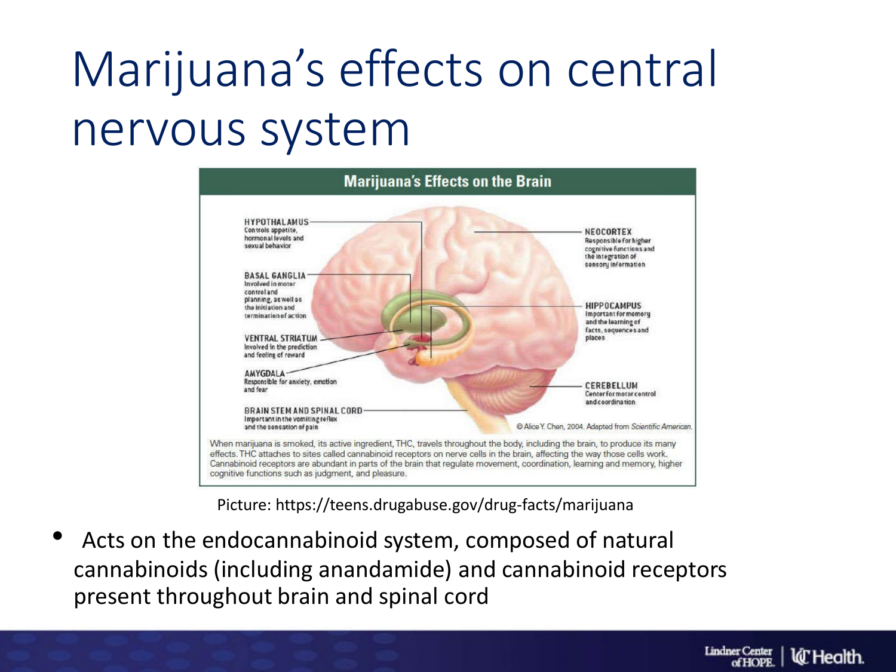# Marijuana's effects on central nervous system

## Marijuana's Effects on the Brain

**HYPOTHALAMUS** Controls appetite, hormonal levels and sexual behavior

**BASAL GANGLIA** Involved in motor control and planning, as well as the initiation and termination of action

**VENTRAL STRIATUM** Involved in the prediction and feeling of reward

**AMYGDALA** Responsible for anxiety, emotion and fear

**BRAIN STEM AND SPINAL CORD** Important in the vomiting reflex and the sensation of pain

**NEOCORTEX** Responsible for higher cognitive functions and the integration of sensory information

**HIPPOCAMPUS** Important for memory and the learning of facts, sequences and places

**CEREBELLUM** Center for motor control and coordination

© Alice Y. Chen, 2004. Adapted from *Scientific American*.

When marijuana is smoked, its active ingredient, THC, travels throughout the body, including the brain, to produce its many effects. THC attaches to sites called cannabinoid receptors on nerve cells in the brain, affecting the way those cells work. Cannabinoid receptors are abundant in parts of the brain that regulate movement, coordination, learning and memory, higher cognitive functions such as judgment, and pleasure.

Picture: https://teens.drugabuse.gov/drug-facts/marijuana

- Acts on the endocannabinoid system, composed of natural cannabinoids (including anandamide) and cannabinoid receptors present throughout brain and spinal cord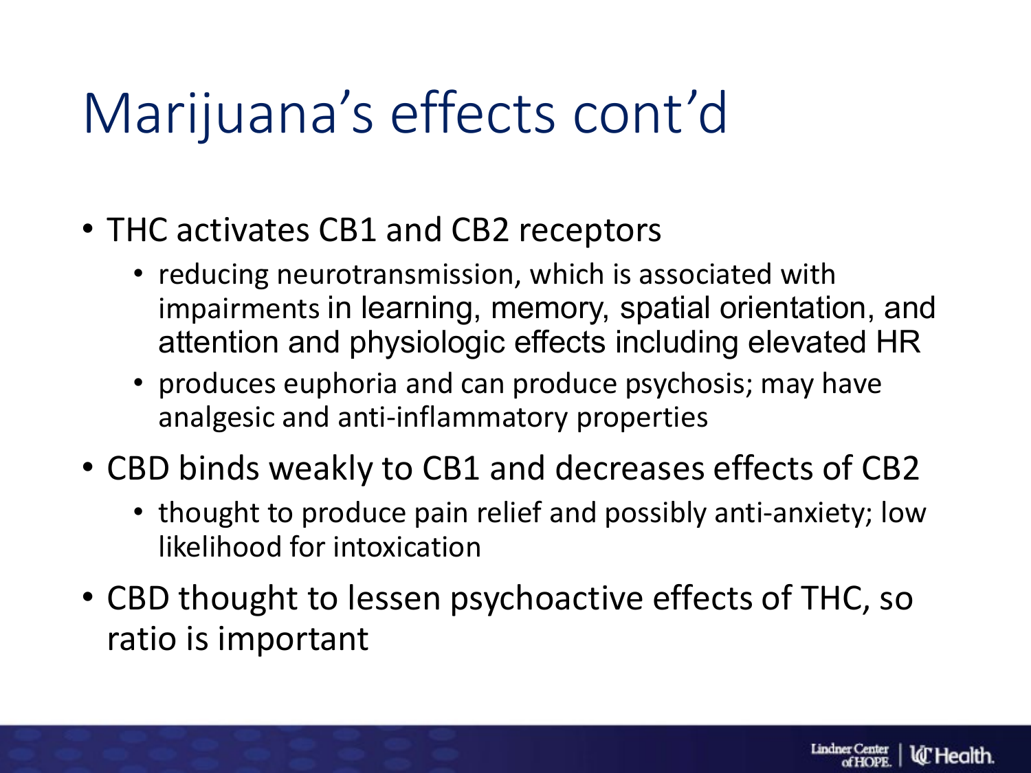# Marijuana's effects cont'd

- THC activates CB1 and CB2 receptors
  - reducing neurotransmission, which is associated with impairments in learning, memory, spatial orientation, and attention and physiologic effects including elevated HR
  - produces euphoria and can produce psychosis; may have analgesic and anti-inflammatory properties
- CBD binds weakly to CB1 and decreases effects of CB2
  - thought to produce pain relief and possibly anti-anxiety; low likelihood for intoxication
- CBD thought to lessen psychoactive effects of THC, so ratio is important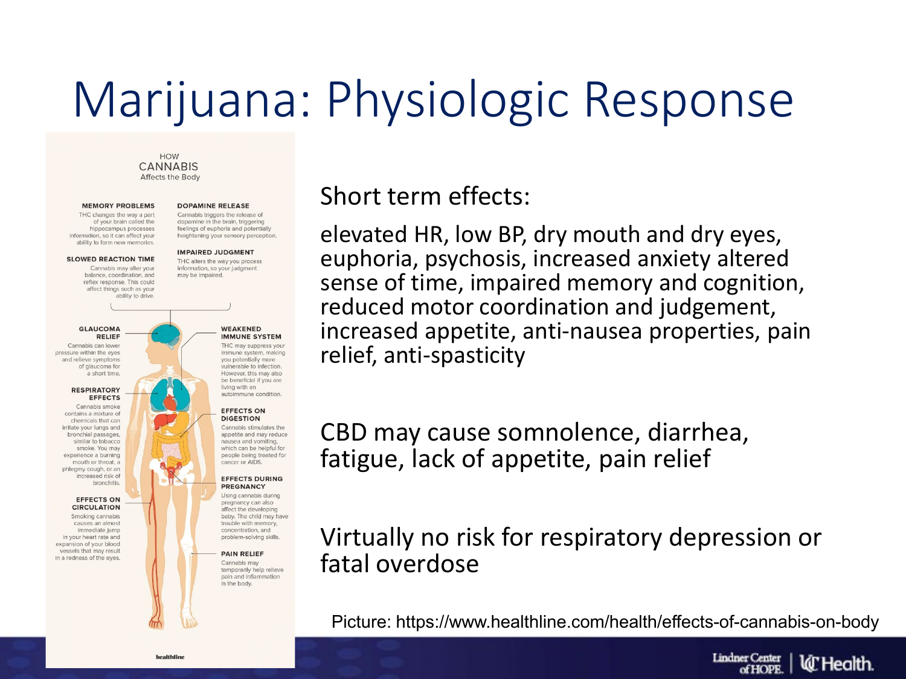# Marijuana: Physiologic Response

HOW
CANNABIS
Affects the Body

**MEMORY PROBLEMS**
THC changes the way a part of your brain called the hippocampus processes information, so it can affect your ability to form new memories.

**DOPAMINE RELEASE**
Cannabis triggers the release of dopamine in the brain, triggering feelings of euphoria and potentially heightening your sensory perception.

**IMPAIRED JUDGMENT**
THC alters the way you process information, so your judgment may be impaired.

**SLOWED REACTION TIME**
Cannabis may alter your balance, coordination, and reflex response. This could affect things such as your ability to drive.

**GLAUCOMA RELIEF**
Cannabis can lower pressure within the eyes and relieve symptoms of glaucoma for a short time.

**WEAKENED IMMUNE SYSTEM**
THC may suppress your immune system, making you potentially more vulnerable to infection. However, this may also be beneficial if you are living with an autoimmune condition.

**RESPIRATORY EFFECTS**
Cannabis smoke contains a mixture of chemicals that can irritate your lungs and bronchial passages, similar to tobacco smoke. You may experience a burning mouth or throat, a phlegmy cough, or an increased risk of bronchitis.

**EFFECTS ON DIGESTION**
Cannabis stimulates the appetite and may reduce nausea and vomiting, which can be helpful for people being treated for cancer or AIDS.

**EFFECTS DURING PREGNANCY**
Using cannabis during pregnancy can also affect the developing baby. The child may have trouble with memory, concentration, and problem-solving skills.

**EFFECTS ON CIRCULATION**
Smoking cannabis causes an almost immediate jump in your heart rate and expansion of your blood vessels that may result in a redness of the eyes.

**PAIN RELIEF**
Cannabis may temporarily help relieve pain and inflammation in the body.

healthline

Short term effects:

elevated HR, low BP, dry mouth and dry eyes, euphoria, psychosis, increased anxiety altered sense of time, impaired memory and cognition, reduced motor coordination and judgement, increased appetite, anti-nausea properties, pain relief, anti-spasticity

CBD may cause somnolence, diarrhea, fatigue, lack of appetite, pain relief

Virtually no risk for respiratory depression or fatal overdose

Picture: https://www.healthline.com/health/effects-of-cannabis-on-body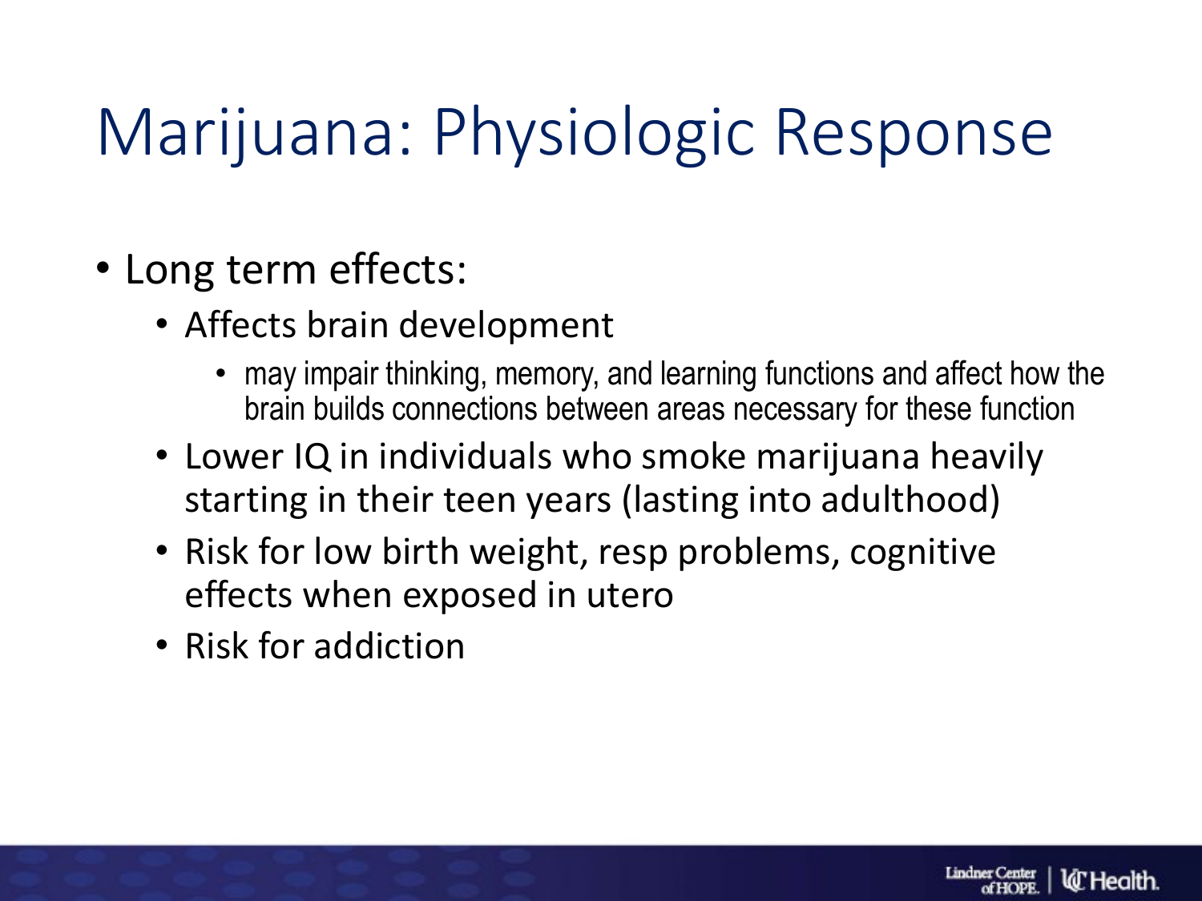# Marijuana: Physiologic Response

- Long term effects:
  - Affects brain development
    - may impair thinking, memory, and learning functions and affect how the brain builds connections between areas necessary for these function
  - Lower IQ in individuals who smoke marijuana heavily starting in their teen years (lasting into adulthood)
  - Risk for low birth weight, resp problems, cognitive effects when exposed in utero
  - Risk for addiction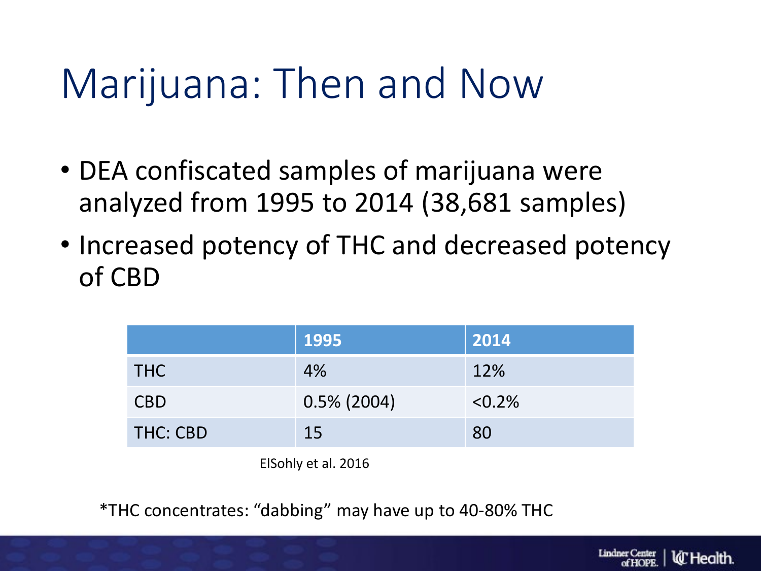# Marijuana: Then and Now

- DEA confiscated samples of marijuana were analyzed from 1995 to 2014 (38,681 samples)
- Increased potency of THC and decreased potency of CBD

| | 1995 | 2014 |
|---|---|---|
| THC | 4% | 12% |
| CBD | 0.5% (2004) | <0.2% |
| THC: CBD | 15 | 80 |

ElSohly et al. 2016

*THC concentrates: "dabbing" may have up to 40-80% THC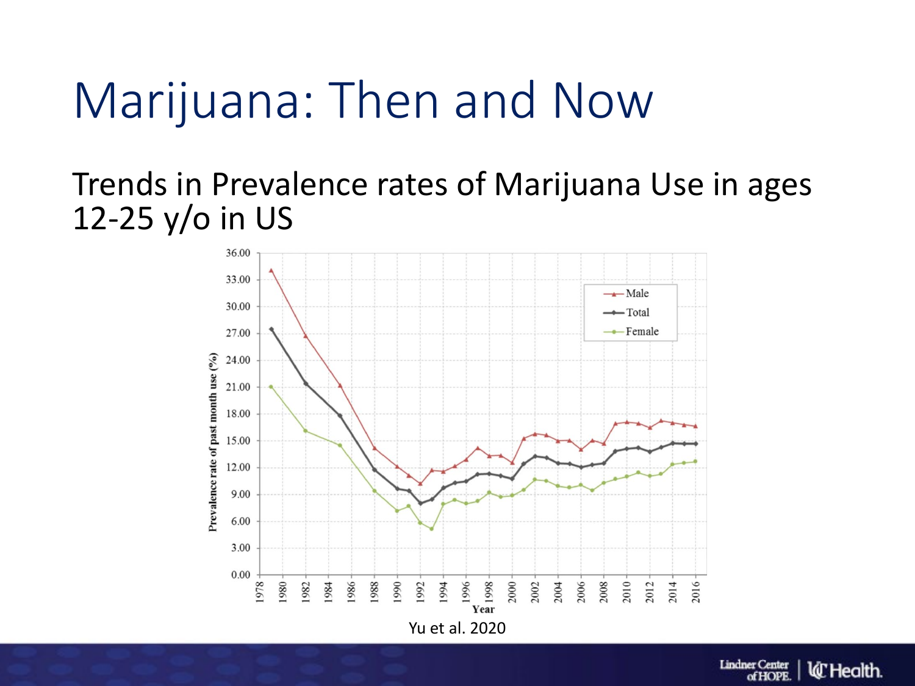# Marijuana: Then and Now

Trends in Prevalence rates of Marijuana Use in ages 12-25 y/o in US

Prevalence rate of past month use (%)

36.00
33.00
30.00
27.00
24.00
21.00
18.00
15.00
12.00
9.00
6.00
3.00
0.00

1978 1980 1982 1984 1986 1988 1990 1992 1994 1996 1998 2000 2002 2004 2006 2008 2010 2012 2014 2016

Year

Male
Total
Female

Yu et al. 2020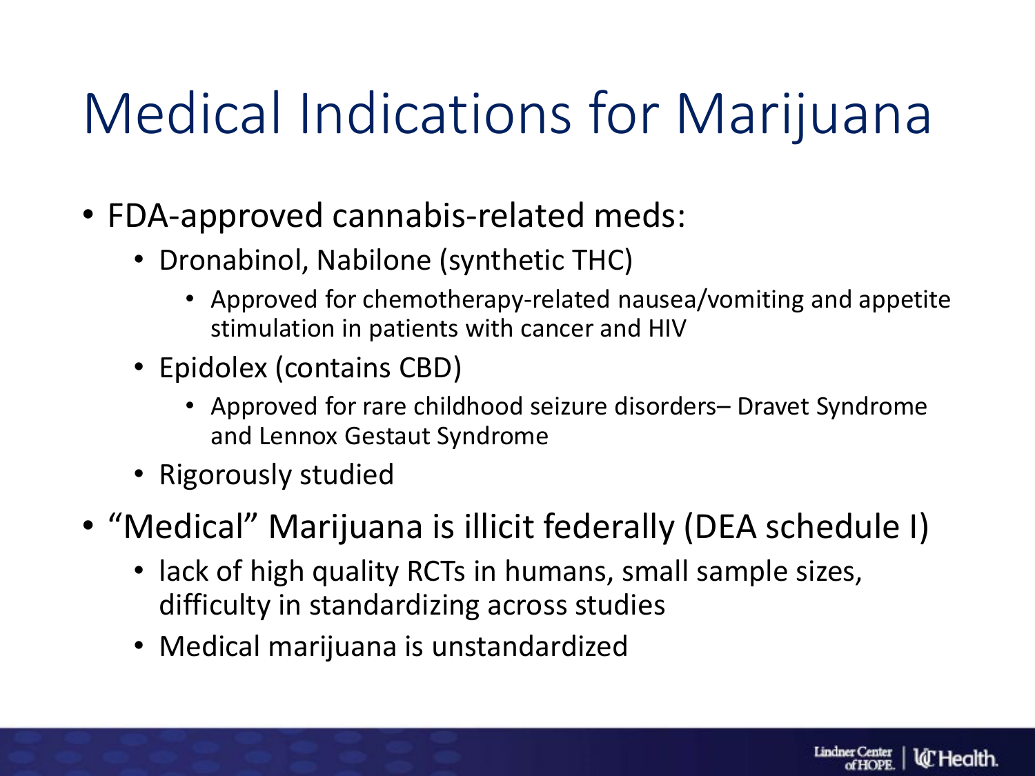# Medical Indications for Marijuana

- FDA-approved cannabis-related meds:
  - Dronabinol, Nabilone (synthetic THC)
    - Approved for chemotherapy-related nausea/vomiting and appetite stimulation in patients with cancer and HIV
  - Epidolex (contains CBD)
    - Approved for rare childhood seizure disorders– Dravet Syndrome and Lennox Gestaut Syndrome
  - Rigorously studied
- "Medical" Marijuana is illicit federally (DEA schedule I)
  - lack of high quality RCTs in humans, small sample sizes, difficulty in standardizing across studies
  - Medical marijuana is unstandardized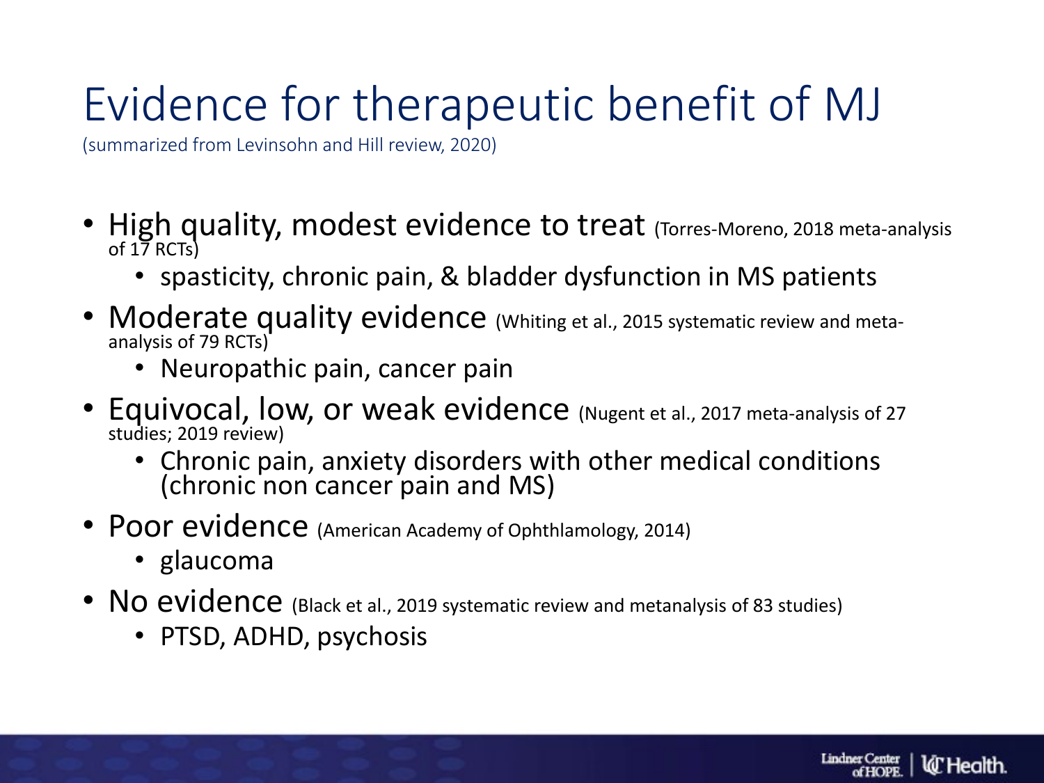# Evidence for therapeutic benefit of MJ

(summarized from Levinsohn and Hill review, 2020)

- High quality, modest evidence to treat (Torres-Moreno, 2018 meta-analysis of 17 RCTs)
  - spasticity, chronic pain, & bladder dysfunction in MS patients
- Moderate quality evidence (Whiting et al., 2015 systematic review and meta-analysis of 79 RCTs)
  - Neuropathic pain, cancer pain
- Equivocal, low, or weak evidence (Nugent et al., 2017 meta-analysis of 27 studies; 2019 review)
  - Chronic pain, anxiety disorders with other medical conditions (chronic non cancer pain and MS)
- Poor evidence (American Academy of Ophthlamology, 2014)
  - glaucoma
- No evidence (Black et al., 2019 systematic review and metanalysis of 83 studies)
  - PTSD, ADHD, psychosis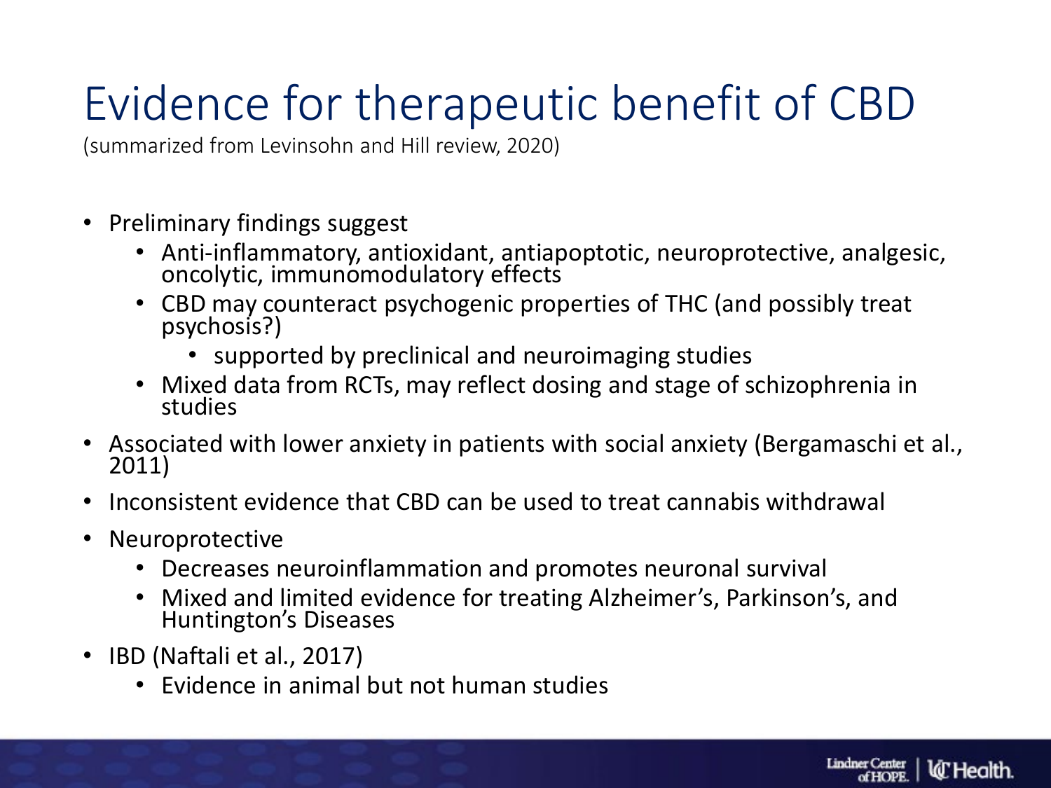# Evidence for therapeutic benefit of CBD

(summarized from Levinsohn and Hill review, 2020)

- Preliminary findings suggest
  - Anti-inflammatory, antioxidant, antiapoptotic, neuroprotective, analgesic, oncolytic, immunomodulatory effects
  - CBD may counteract psychogenic properties of THC (and possibly treat psychosis?)
    - supported by preclinical and neuroimaging studies
  - Mixed data from RCTs, may reflect dosing and stage of schizophrenia in studies
- Associated with lower anxiety in patients with social anxiety (Bergamaschi et al., 2011)
- Inconsistent evidence that CBD can be used to treat cannabis withdrawal
- Neuroprotective
  - Decreases neuroinflammation and promotes neuronal survival
  - Mixed and limited evidence for treating Alzheimer's, Parkinson's, and Huntington's Diseases
- IBD (Naftali et al., 2017)
  - Evidence in animal but not human studies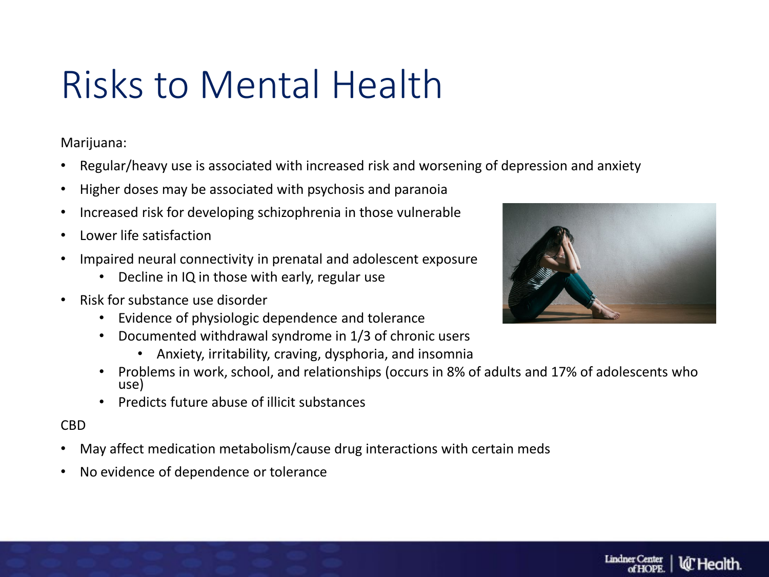# Risks to Mental Health

Marijuana:

- Regular/heavy use is associated with increased risk and worsening of depression and anxiety
- Higher doses may be associated with psychosis and paranoia
- Increased risk for developing schizophrenia in those vulnerable
- Lower life satisfaction
- Impaired neural connectivity in prenatal and adolescent exposure
  - Decline in IQ in those with early, regular use
- Risk for substance use disorder
  - Evidence of physiologic dependence and tolerance
  - Documented withdrawal syndrome in 1/3 of chronic users
    - Anxiety, irritability, craving, dysphoria, and insomnia
  - Problems in work, school, and relationships (occurs in 8% of adults and 17% of adolescents who use)
  - Predicts future abuse of illicit substances

CBD

- May affect medication metabolism/cause drug interactions with certain meds
- No evidence of dependence or tolerance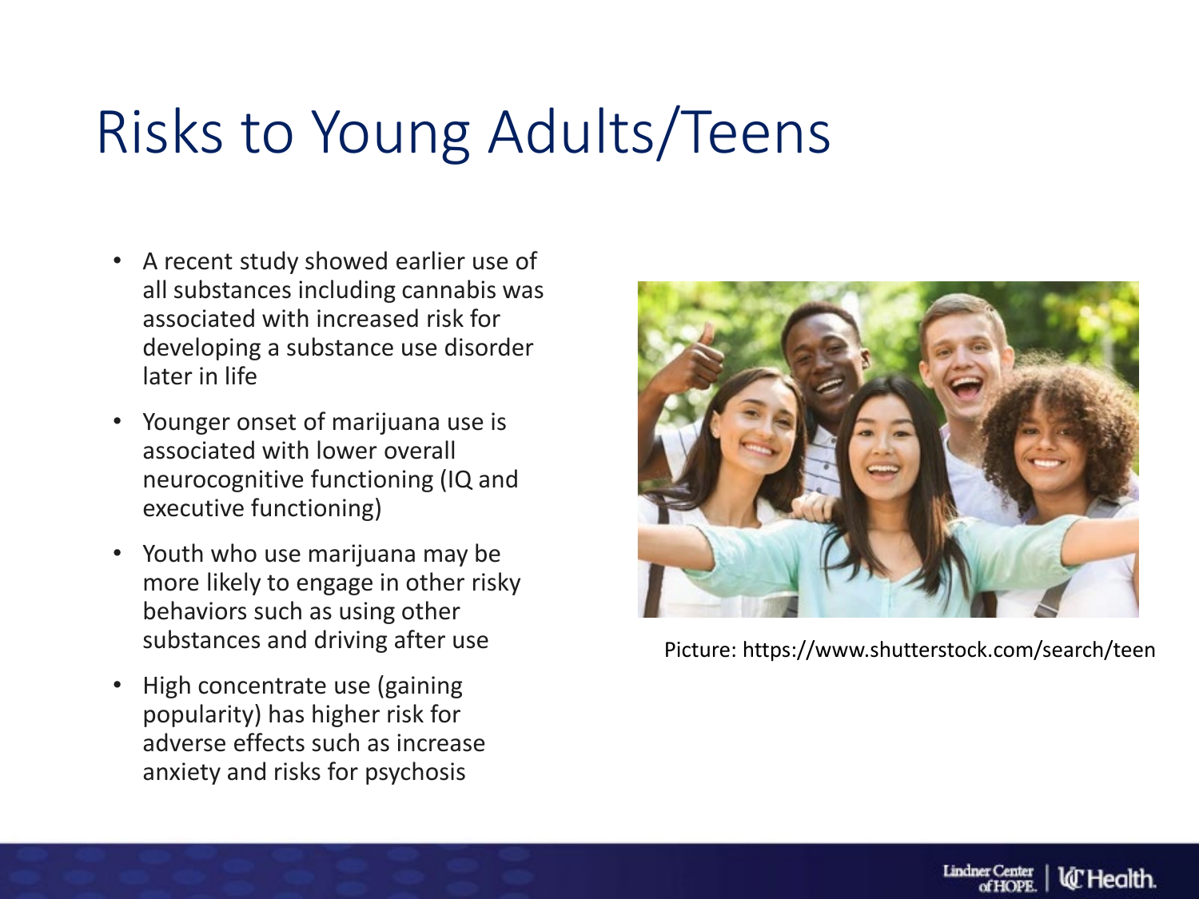# Risks to Young Adults/Teens

- A recent study showed earlier use of all substances including cannabis was associated with increased risk for developing a substance use disorder later in life
- Younger onset of marijuana use is associated with lower overall neurocognitive functioning (IQ and executive functioning)
- Youth who use marijuana may be more likely to engage in other risky behaviors such as using other substances and driving after use
- High concentrate use (gaining popularity) has higher risk for adverse effects such as increase anxiety and risks for psychosis

Picture: https://www.shutterstock.com/search/teen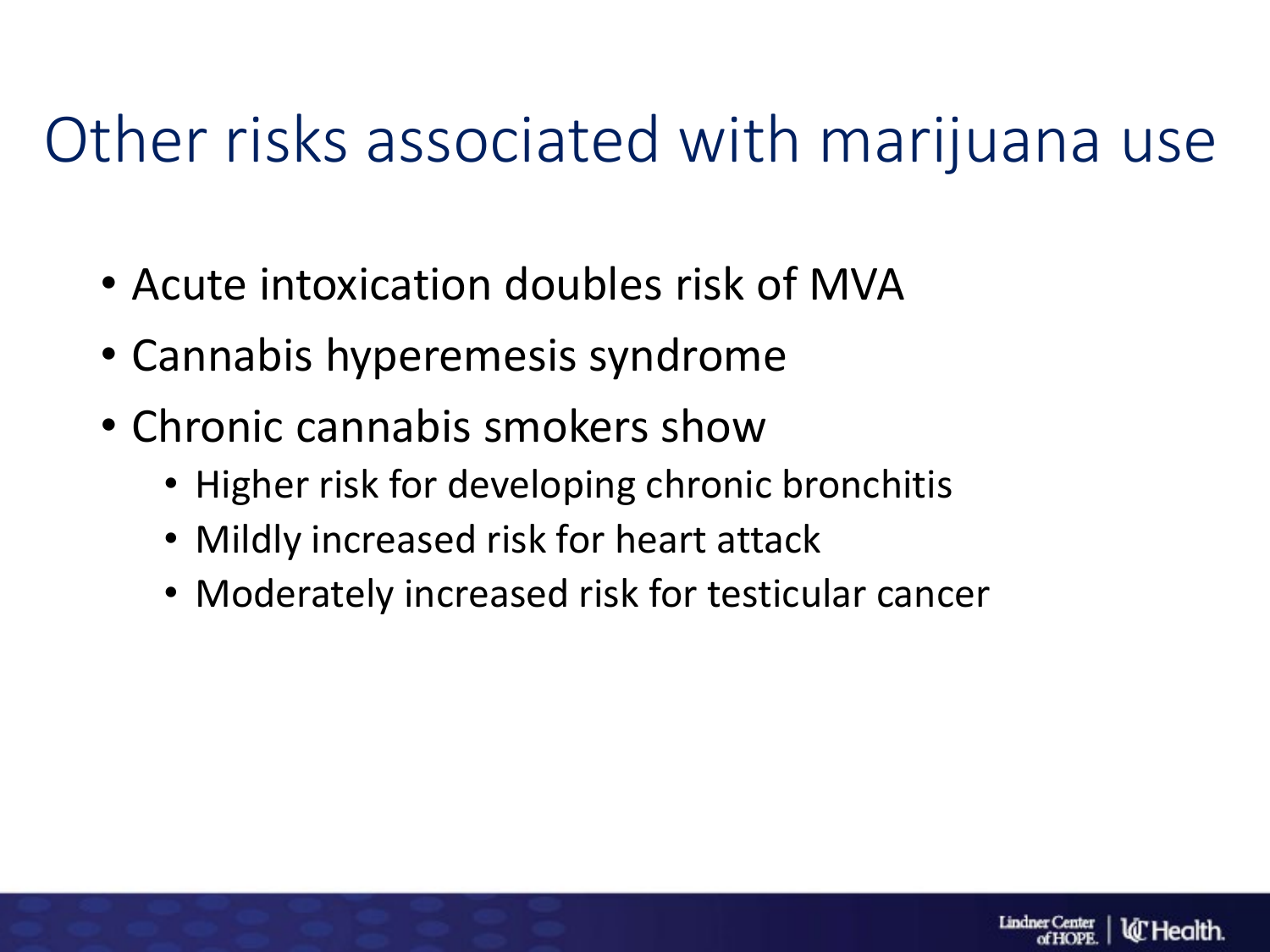# Other risks associated with marijuana use

- Acute intoxication doubles risk of MVA
- Cannabis hyperemesis syndrome
- Chronic cannabis smokers show
  - Higher risk for developing chronic bronchitis
  - Mildly increased risk for heart attack
  - Moderately increased risk for testicular cancer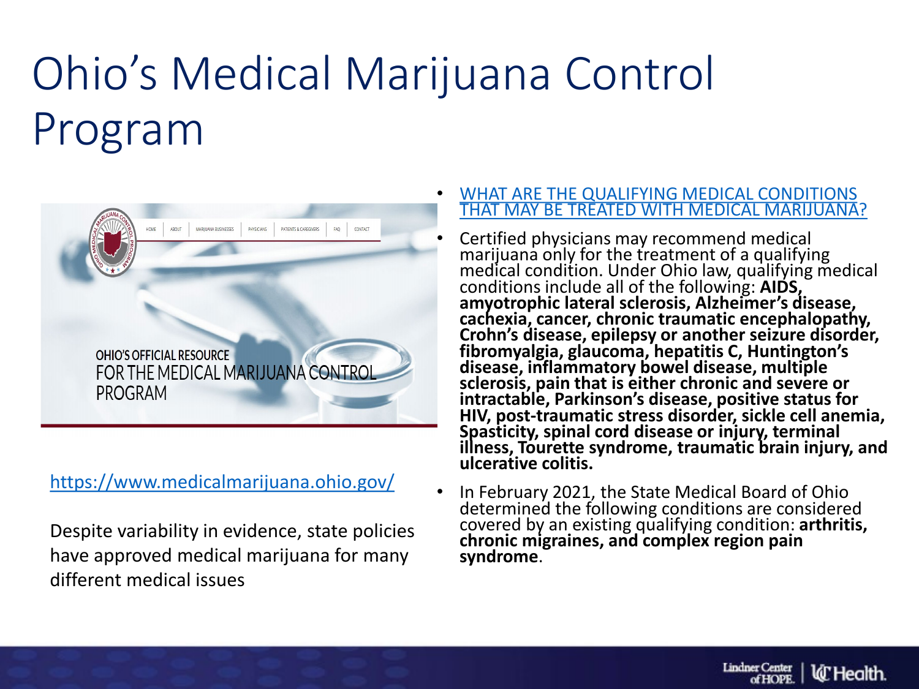# Ohio's Medical Marijuana Control Program

OHIO'S OFFICIAL RESOURCE FOR THE MEDICAL MARIJUANA CONTROL PROGRAM

https://www.medicalmarijuana.ohio.gov/

Despite variability in evidence, state policies have approved medical marijuana for many different medical issues

- WHAT ARE THE QUALIFYING MEDICAL CONDITIONS THAT MAY BE TREATED WITH MEDICAL MARIJUANA?
- Certified physicians may recommend medical marijuana only for the treatment of a qualifying medical condition. Under Ohio law, qualifying medical conditions include all of the following: **AIDS, amyotrophic lateral sclerosis, Alzheimer's disease, cachexia, cancer, chronic traumatic encephalopathy, Crohn's disease, epilepsy or another seizure disorder, fibromyalgia, glaucoma, hepatitis C, Huntington's disease, inflammatory bowel disease, multiple sclerosis, pain that is either chronic and severe or intractable, Parkinson's disease, positive status for HIV, post-traumatic stress disorder, sickle cell anemia, Spasticity, spinal cord disease or injury, terminal illness, Tourette syndrome, traumatic brain injury, and ulcerative colitis.**
- In February 2021, the State Medical Board of Ohio determined the following conditions are considered covered by an existing qualifying condition: **arthritis, chronic migraines, and complex region pain syndrome**.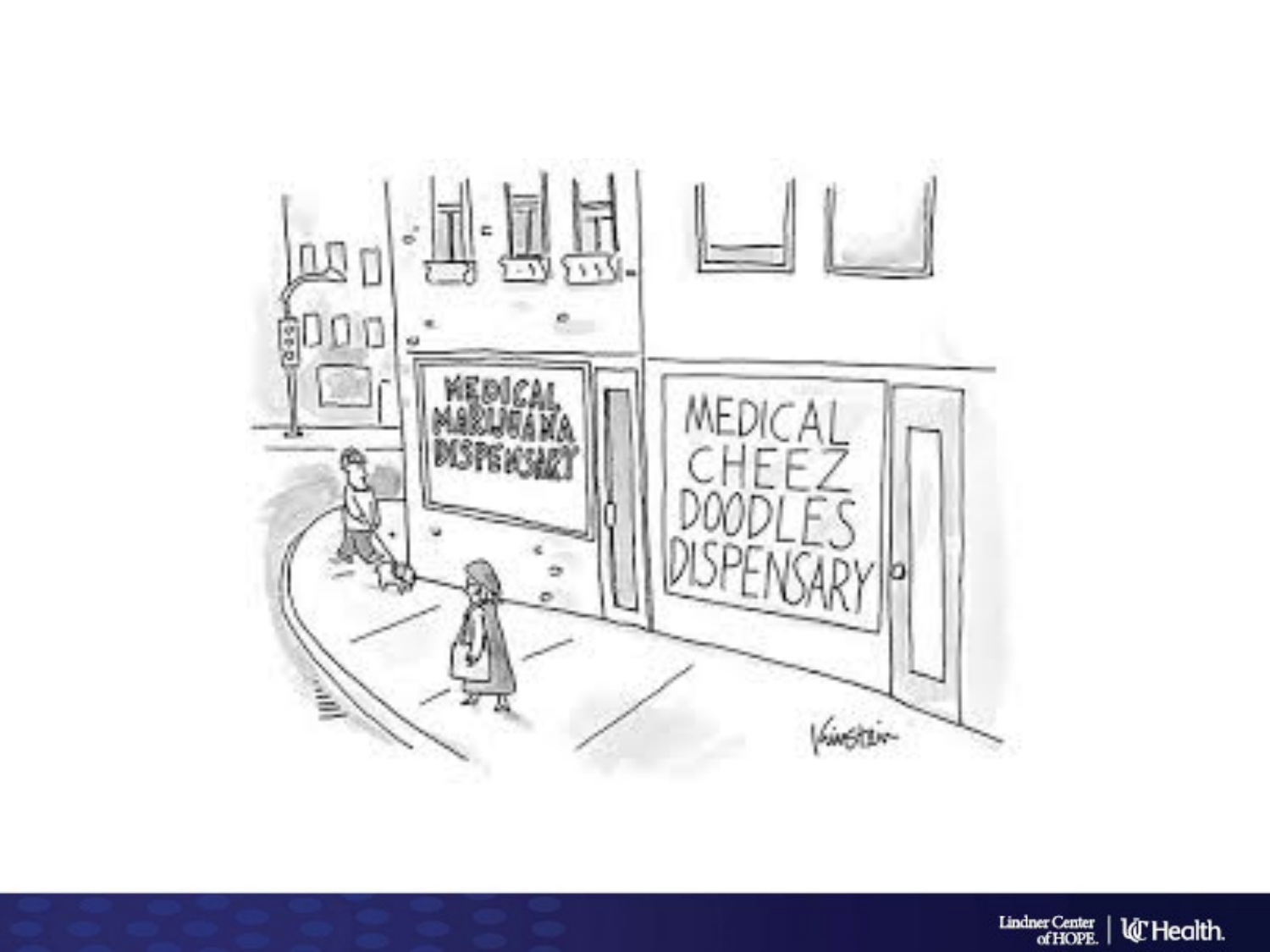MEDICAL MARIJUANA DISPENSARY

MEDICAL CHEEZ DOODLES DISPENSARY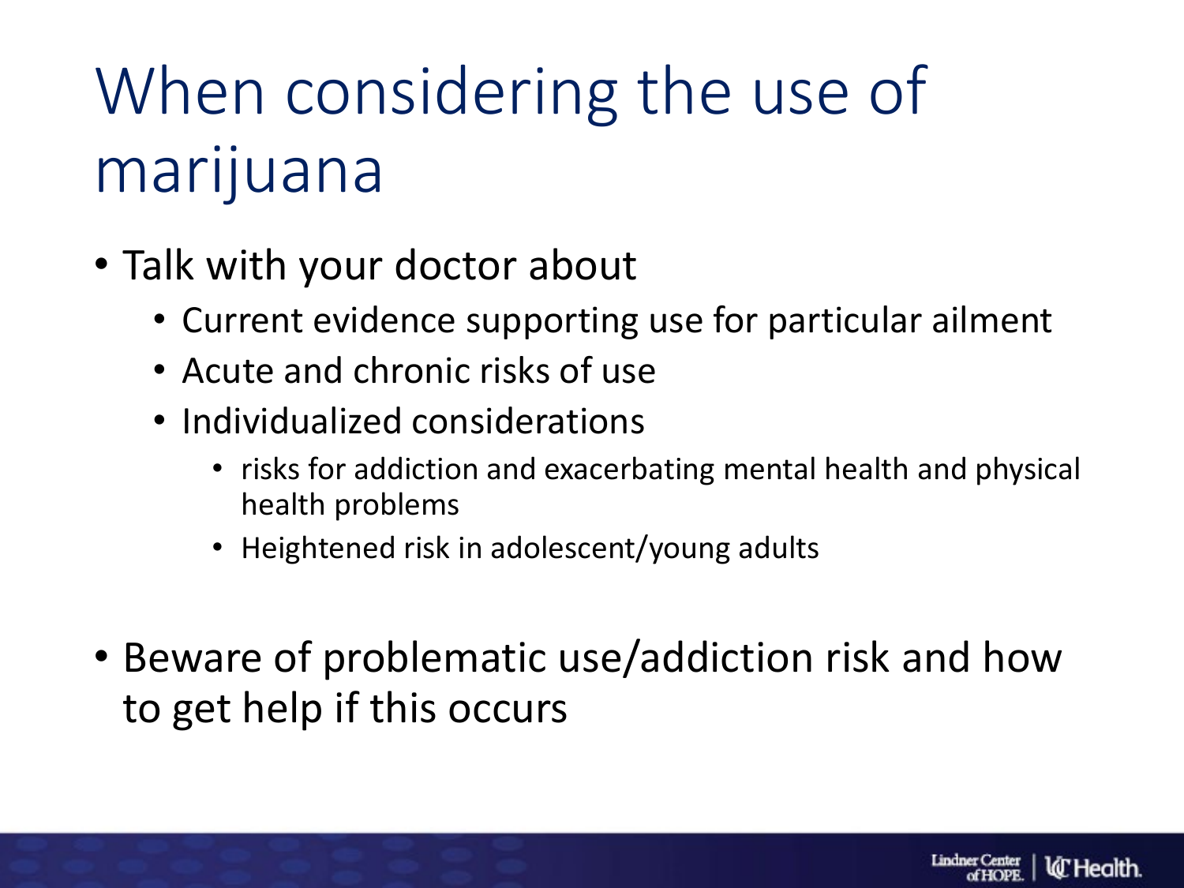# When considering the use of marijuana

- Talk with your doctor about
  - Current evidence supporting use for particular ailment
  - Acute and chronic risks of use
  - Individualized considerations
    - risks for addiction and exacerbating mental health and physical health problems
    - Heightened risk in adolescent/young adults

- Beware of problematic use/addiction risk and how to get help if this occurs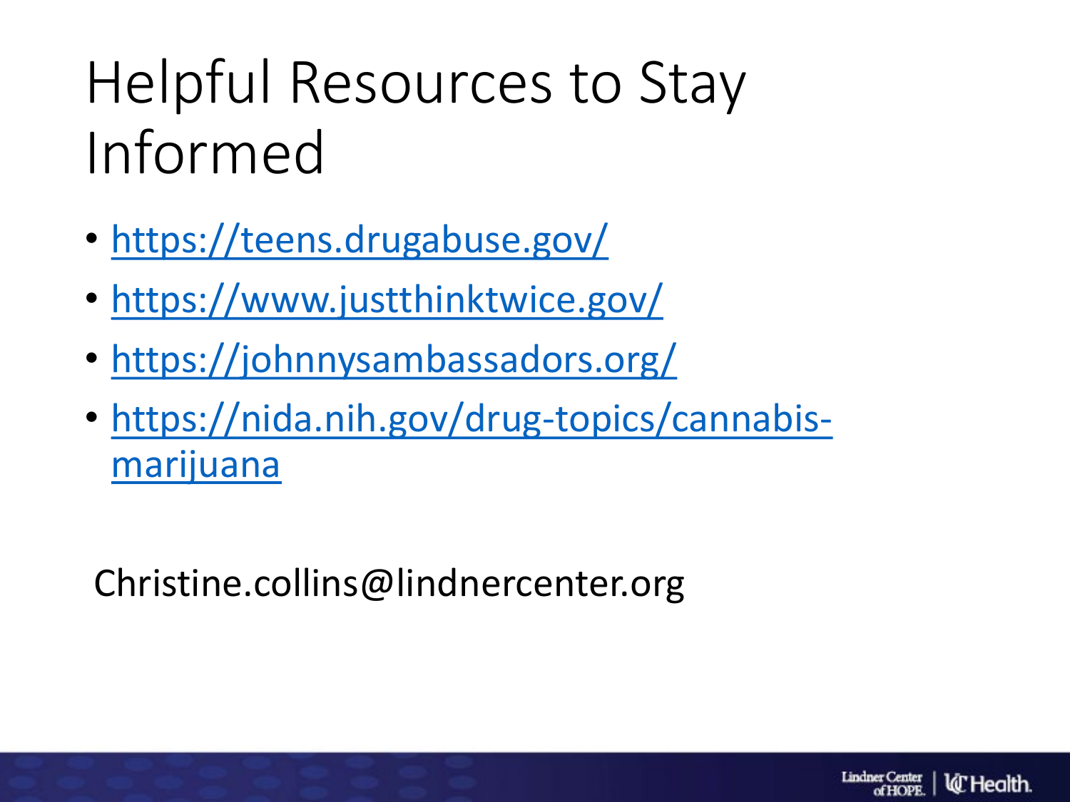# Helpful Resources to Stay Informed

- https://teens.drugabuse.gov/
- https://www.justthinktwice.gov/
- https://johnnysambassadors.org/
- https://nida.nih.gov/drug-topics/cannabis-marijuana

Christine.collins@lindnercenter.org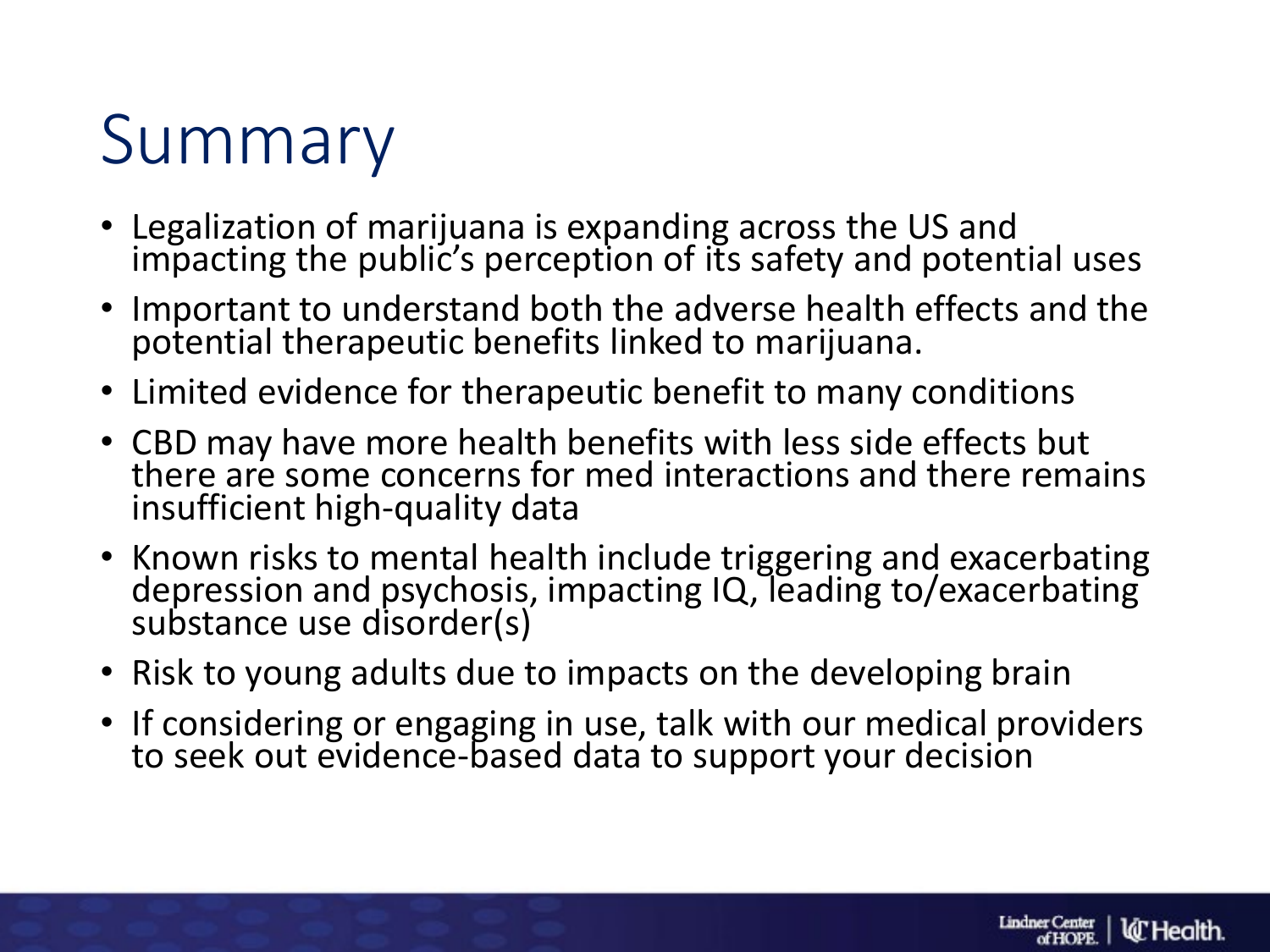# Summary

- Legalization of marijuana is expanding across the US and impacting the public's perception of its safety and potential uses
- Important to understand both the adverse health effects and the potential therapeutic benefits linked to marijuana.
- Limited evidence for therapeutic benefit to many conditions
- CBD may have more health benefits with less side effects but there are some concerns for med interactions and there remains insufficient high-quality data
- Known risks to mental health include triggering and exacerbating depression and psychosis, impacting IQ, leading to/exacerbating substance use disorder(s)
- Risk to young adults due to impacts on the developing brain
- If considering or engaging in use, talk with our medical providers to seek out evidence-based data to support your decision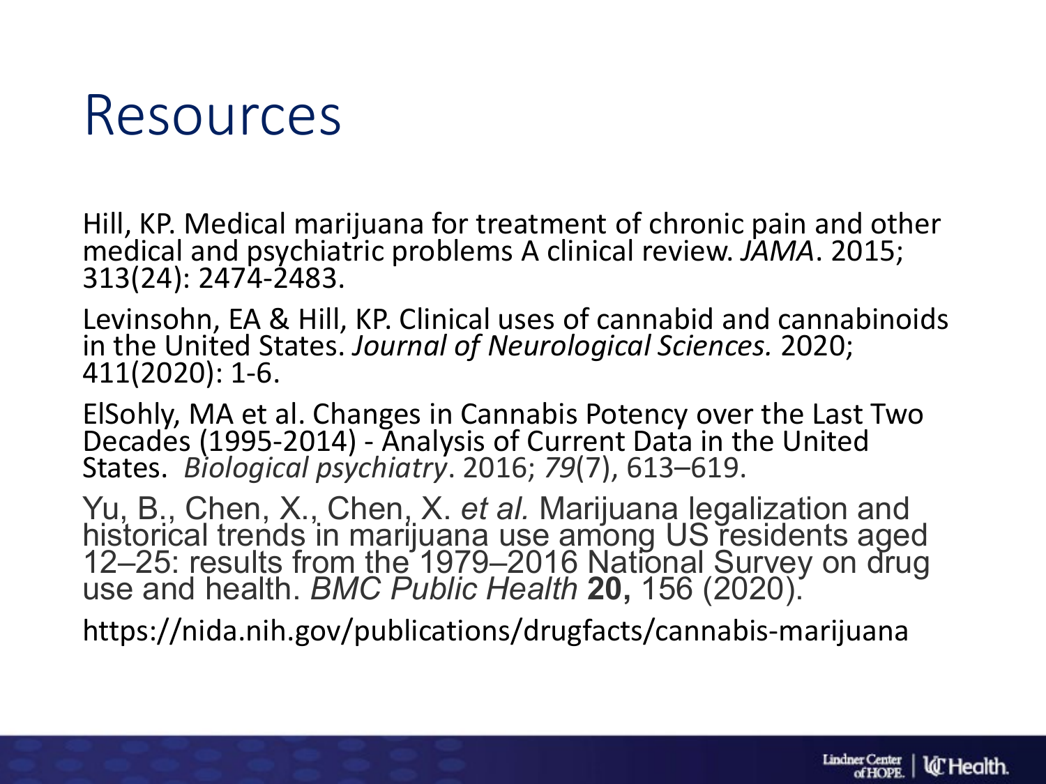# Resources

Hill, KP. Medical marijuana for treatment of chronic pain and other medical and psychiatric problems A clinical review. *JAMA*. 2015; 313(24): 2474-2483.

Levinsohn, EA & Hill, KP. Clinical uses of cannabid and cannabinoids in the United States. *Journal of Neurological Sciences.* 2020; 411(2020): 1-6.

ElSohly, MA et al. Changes in Cannabis Potency over the Last Two Decades (1995-2014) - Analysis of Current Data in the United States. *Biological psychiatry*. 2016; *79*(7), 613–619.

Yu, B., Chen, X., Chen, X. *et al.* Marijuana legalization and historical trends in marijuana use among US residents aged 12–25: results from the 1979–2016 National Survey on drug use and health. *BMC Public Health* **20,** 156 (2020).

https://nida.nih.gov/publications/drugfacts/cannabis-marijuana